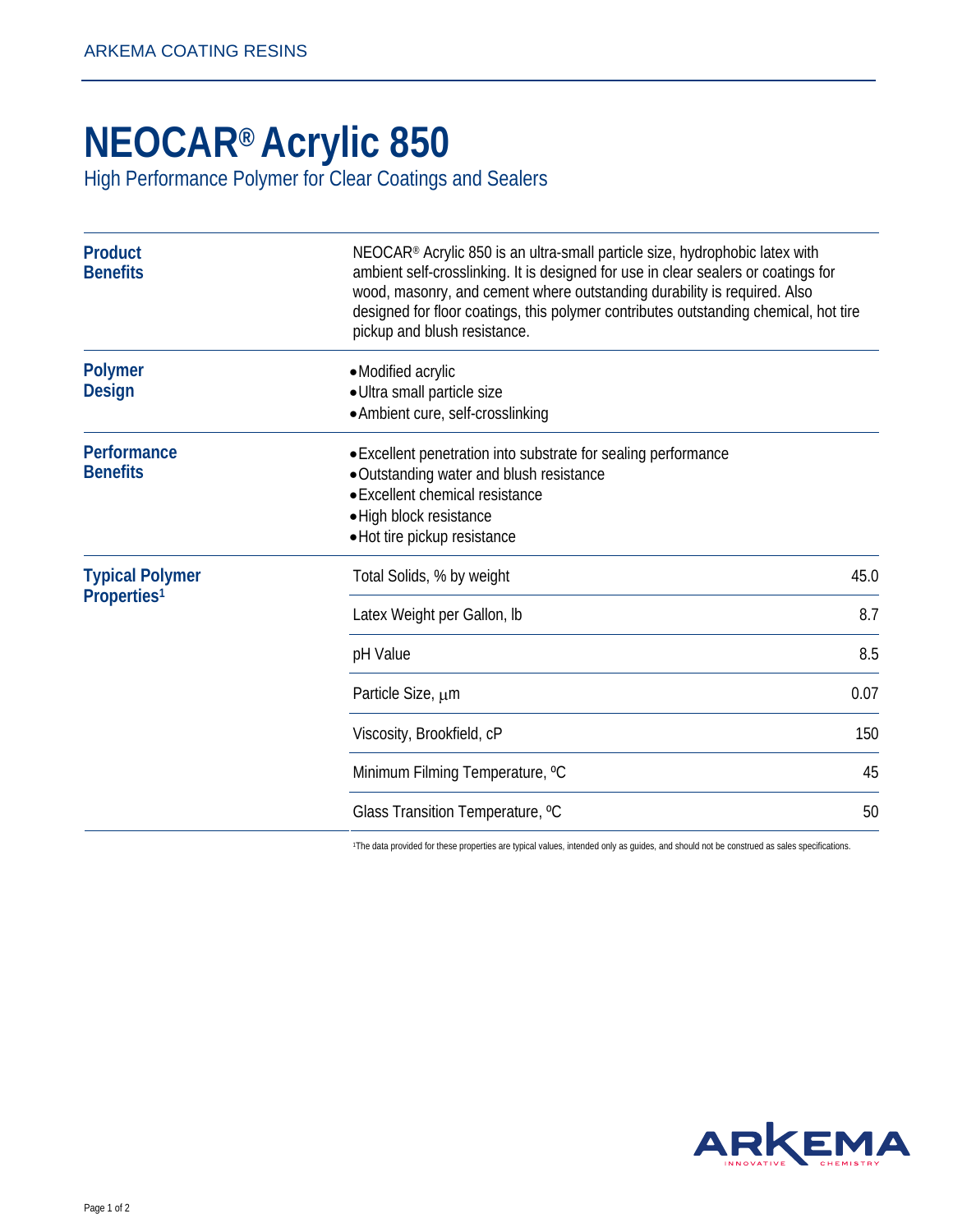# NEOCAR® Acrylic 850

High Performance Polymer for Clear Coatings and Sealers

## Product Benefits

NEOCAR® Acrylic 850 is an ultra-small particle size, hydrophobic latex with ambient self-crosslinking. It is designed for use in clear sealers or coatings for wood, masonry, and cement where outstanding durability is required. Also designed for floor coatings, this polymer contributes outstanding chemical, hot tire pickup and blush resistance.

## Polymer Design

- Modified acrylic
- Ultra small particle size
- Ambient cure, self-crosslinking

## Performance Benefits

- Excellent penetration into substrate for sealing performance
- Outstanding water and blush resistance
- Excellent chemical resistance
- High block resistance
- Hot tire pickup resistance

## Typical Polymer Properties[1]

| Property | Value |
|---|---|
| Total Solids, % by weight | 45.0 |
| Latex Weight per Gallon, lb | 8.7 |
| pH Value | 8.5 |
| Particle Size, µm | 0.07 |
| Viscosity, Brookfield, cP | 150 |
| Minimum Filming Temperature, ºC | 45 |
| Glass Transition Temperature, ºC | 50 |

[1]The data provided for these properties are typical values, intended only as guides, and should not be construed as sales specifications.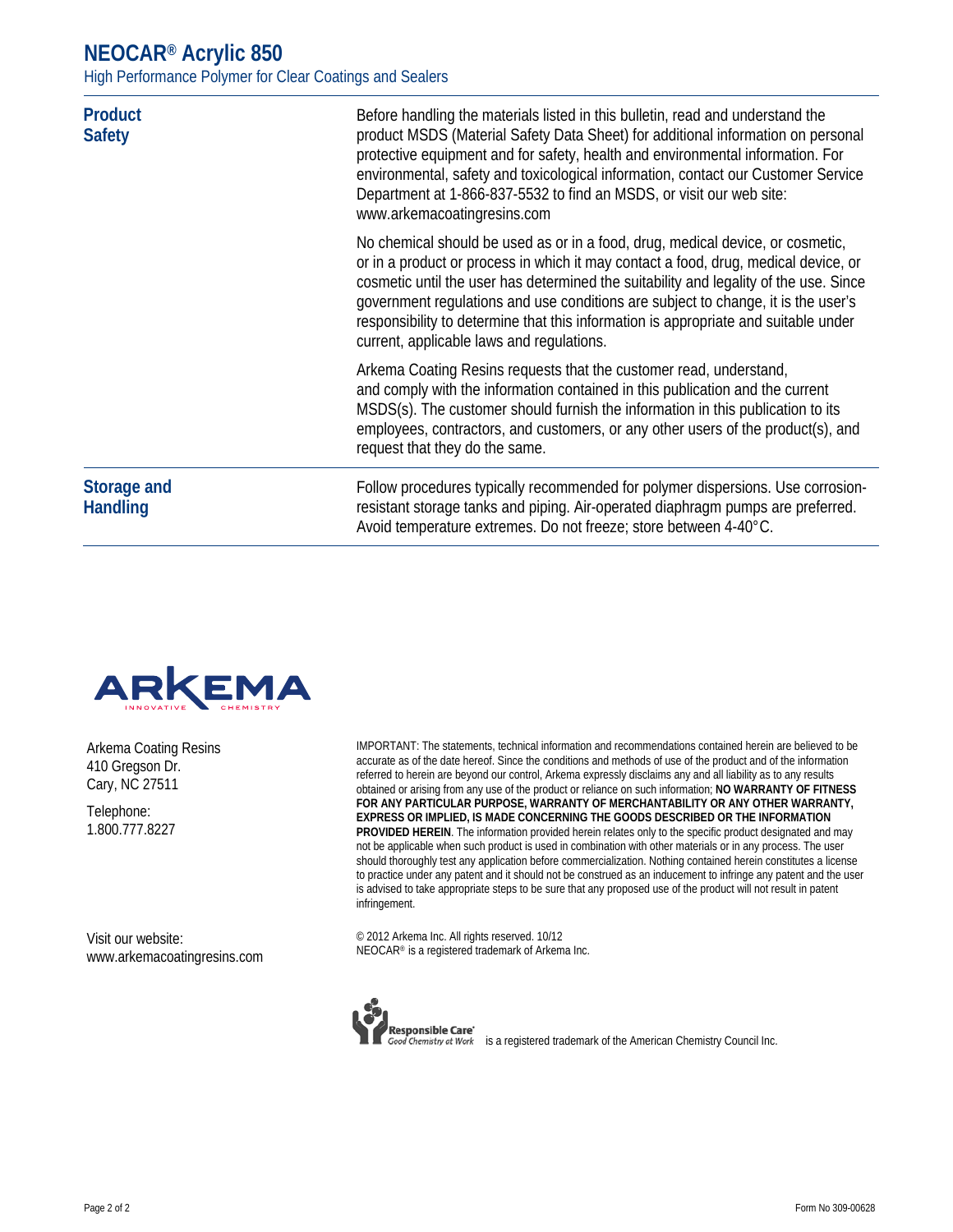# NEOCAR® Acrylic 850

High Performance Polymer for Clear Coatings and Sealers

## Product Safety

Before handling the materials listed in this bulletin, read and understand the product MSDS (Material Safety Data Sheet) for additional information on personal protective equipment and for safety, health and environmental information. For environmental, safety and toxicological information, contact our Customer Service Department at 1-866-837-5532 to find an MSDS, or visit our web site: www.arkemacoatingresins.com

No chemical should be used as or in a food, drug, medical device, or cosmetic, or in a product or process in which it may contact a food, drug, medical device, or cosmetic until the user has determined the suitability and legality of the use. Since government regulations and use conditions are subject to change, it is the user's responsibility to determine that this information is appropriate and suitable under current, applicable laws and regulations.

Arkema Coating Resins requests that the customer read, understand, and comply with the information contained in this publication and the current MSDS(s). The customer should furnish the information in this publication to its employees, contractors, and customers, or any other users of the product(s), and request that they do the same.

## Storage and Handling

Follow procedures typically recommended for polymer dispersions. Use corrosion-resistant storage tanks and piping. Air-operated diaphragm pumps are preferred. Avoid temperature extremes. Do not freeze; store between 4-40°C.

ARKEMA
INNOVATIVE CHEMISTRY

Arkema Coating Resins
410 Gregson Dr.
Cary, NC 27511

Telephone:
1.800.777.8227

Visit our website:
www.arkemacoatingresins.com

IMPORTANT: The statements, technical information and recommendations contained herein are believed to be accurate as of the date hereof. Since the conditions and methods of use of the product and of the information referred to herein are beyond our control, Arkema expressly disclaims any and all liability as to any results obtained or arising from any use of the product or reliance on such information; **NO WARRANTY OF FITNESS FOR ANY PARTICULAR PURPOSE, WARRANTY OF MERCHANTABILITY OR ANY OTHER WARRANTY, EXPRESS OR IMPLIED, IS MADE CONCERNING THE GOODS DESCRIBED OR THE INFORMATION PROVIDED HEREIN**. The information provided herein relates only to the specific product designated and may not be applicable when such product is used in combination with other materials or in any process. The user should thoroughly test any application before commercialization. Nothing contained herein constitutes a license to practice under any patent and it should not be construed as an inducement to infringe any patent and the user is advised to take appropriate steps to be sure that any proposed use of the product will not result in patent infringement.

© 2012 Arkema Inc. All rights reserved. 10/12
NEOCAR® is a registered trademark of Arkema Inc.

Responsible Care® Good Chemistry at Work is a registered trademark of the American Chemistry Council Inc.

Form No 309-00628